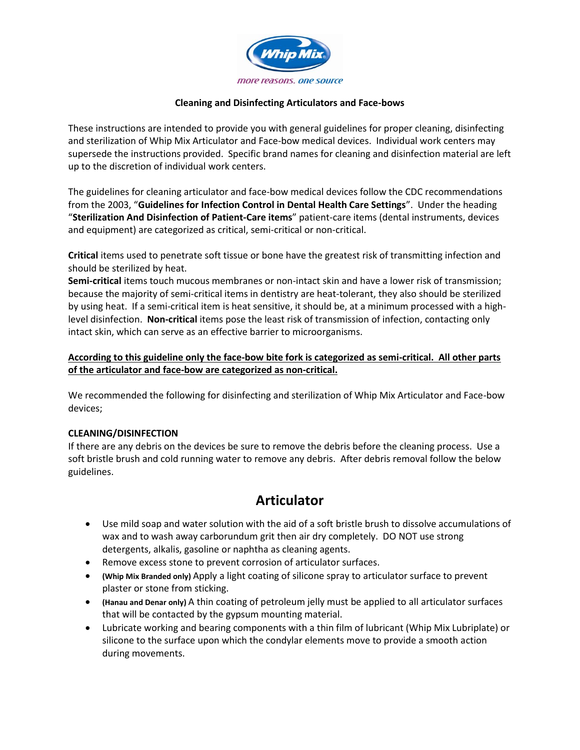Whip Mix

*more reasons. one source*

**Cleaning and Disinfecting Articulators and Face-bows**

These instructions are intended to provide you with general guidelines for proper cleaning, disinfecting and sterilization of Whip Mix Articulator and Face-bow medical devices. Individual work centers may supersede the instructions provided. Specific brand names for cleaning and disinfection material are left up to the discretion of individual work centers.

The guidelines for cleaning articulator and face-bow medical devices follow the CDC recommendations from the 2003, "**Guidelines for Infection Control in Dental Health Care Settings**". Under the heading "**Sterilization And Disinfection of Patient-Care items**" patient-care items (dental instruments, devices and equipment) are categorized as critical, semi-critical or non-critical.

**Critical** items used to penetrate soft tissue or bone have the greatest risk of transmitting infection and should be sterilized by heat.
**Semi-critical** items touch mucous membranes or non-intact skin and have a lower risk of transmission; because the majority of semi-critical items in dentistry are heat-tolerant, they also should be sterilized by using heat. If a semi-critical item is heat sensitive, it should be, at a minimum processed with a high-level disinfection. **Non-critical** items pose the least risk of transmission of infection, contacting only intact skin, which can serve as an effective barrier to microorganisms.

**<u>According to this guideline only the face-bow bite fork is categorized as semi-critical. All other parts of the articulator and face-bow are categorized as non-critical.</u>**

We recommended the following for disinfecting and sterilization of Whip Mix Articulator and Face-bow devices;

**CLEANING/DISINFECTION**
If there are any debris on the devices be sure to remove the debris before the cleaning process. Use a soft bristle brush and cold running water to remove any debris. After debris removal follow the below guidelines.

## Articulator

- Use mild soap and water solution with the aid of a soft bristle brush to dissolve accumulations of wax and to wash away carborundum grit then air dry completely. DO NOT use strong detergents, alkalis, gasoline or naphtha as cleaning agents.
- Remove excess stone to prevent corrosion of articulator surfaces.
- **(Whip Mix Branded only)** Apply a light coating of silicone spray to articulator surface to prevent plaster or stone from sticking.
- **(Hanau and Denar only)** A thin coating of petroleum jelly must be applied to all articulator surfaces that will be contacted by the gypsum mounting material.
- Lubricate working and bearing components with a thin film of lubricant (Whip Mix Lubriplate) or silicone to the surface upon which the condylar elements move to provide a smooth action during movements.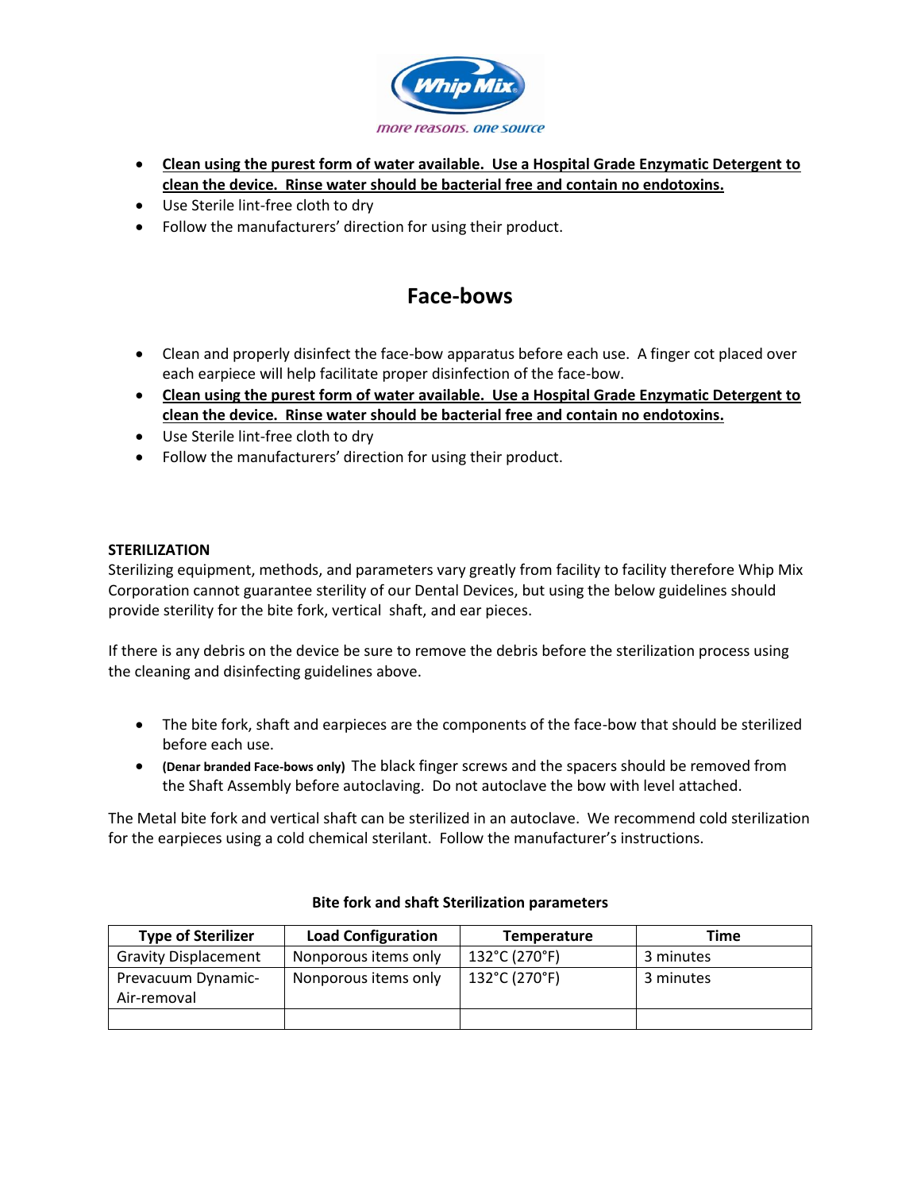- **Clean using the purest form of water available. Use a Hospital Grade Enzymatic Detergent to clean the device. Rinse water should be bacterial free and contain no endotoxins.**
- Use Sterile lint-free cloth to dry
- Follow the manufacturers' direction for using their product.

## Face-bows

- Clean and properly disinfect the face-bow apparatus before each use. A finger cot placed over each earpiece will help facilitate proper disinfection of the face-bow.
- **Clean using the purest form of water available. Use a Hospital Grade Enzymatic Detergent to clean the device. Rinse water should be bacterial free and contain no endotoxins.**
- Use Sterile lint-free cloth to dry
- Follow the manufacturers' direction for using their product.

**STERILIZATION**

Sterilizing equipment, methods, and parameters vary greatly from facility to facility therefore Whip Mix Corporation cannot guarantee sterility of our Dental Devices, but using the below guidelines should provide sterility for the bite fork, vertical shaft, and ear pieces.

If there is any debris on the device be sure to remove the debris before the sterilization process using the cleaning and disinfecting guidelines above.

- The bite fork, shaft and earpieces are the components of the face-bow that should be sterilized before each use.
- **(Denar branded Face-bows only)** The black finger screws and the spacers should be removed from the Shaft Assembly before autoclaving. Do not autoclave the bow with level attached.

The Metal bite fork and vertical shaft can be sterilized in an autoclave. We recommend cold sterilization for the earpieces using a cold chemical sterilant. Follow the manufacturer's instructions.

**Bite fork and shaft Sterilization parameters**

| Type of Sterilizer | Load Configuration | Temperature | Time |
|---|---|---|---|
| Gravity Displacement | Nonporous items only | 132°C (270°F) | 3 minutes |
| Prevacuum Dynamic-Air-removal | Nonporous items only | 132°C (270°F) | 3 minutes |
| | | | |